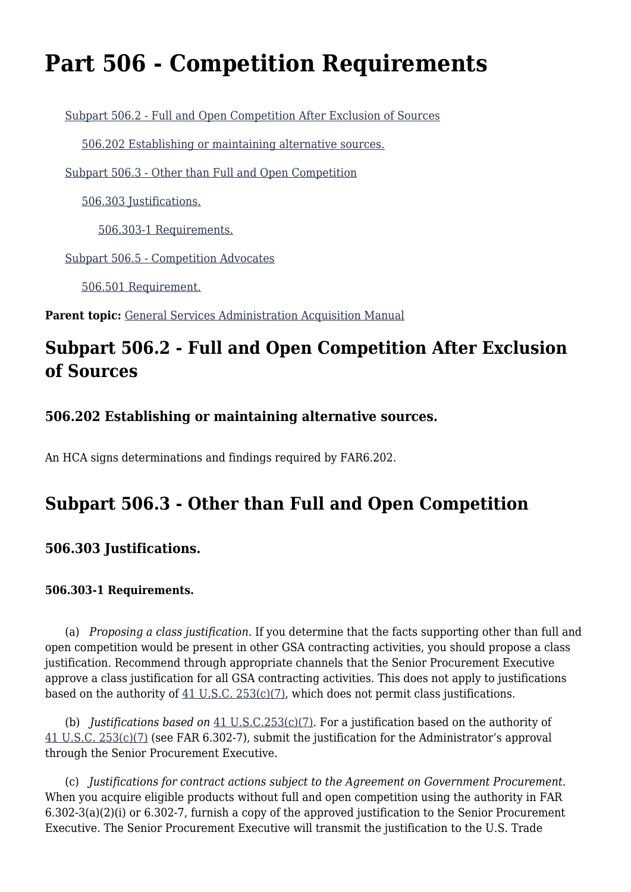# Part 506 - Competition Requirements

[Subpart 506.2 - Full and Open Competition After Exclusion of Sources]

[506.202 Establishing or maintaining alternative sources.]

[Subpart 506.3 - Other than Full and Open Competition]

[506.303 Justifications.]

[506.303-1 Requirements.]

[Subpart 506.5 - Competition Advocates]

[506.501 Requirement.]

**Parent topic:** [General Services Administration Acquisition Manual]

## Subpart 506.2 - Full and Open Competition After Exclusion of Sources

### 506.202 Establishing or maintaining alternative sources.

An HCA signs determinations and findings required by FAR6.202.

## Subpart 506.3 - Other than Full and Open Competition

### 506.303 Justifications.

#### 506.303-1 Requirements.

(a) *Proposing a class justification.* If you determine that the facts supporting other than full and open competition would be present in other GSA contracting activities, you should propose a class justification. Recommend through appropriate channels that the Senior Procurement Executive approve a class justification for all GSA contracting activities. This does not apply to justifications based on the authority of [41 U.S.C. 253(c)(7)], which does not permit class justifications.

(b) *Justifications based on* [41 U.S.C.253(c)(7)]. For a justification based on the authority of [41 U.S.C. 253(c)(7)] (see FAR 6.302-7), submit the justification for the Administrator's approval through the Senior Procurement Executive.

(c) *Justifications for contract actions subject to the Agreement on Government Procurement.* When you acquire eligible products without full and open competition using the authority in FAR 6.302-3(a)(2)(i) or 6.302-7, furnish a copy of the approved justification to the Senior Procurement Executive. The Senior Procurement Executive will transmit the justification to the U.S. Trade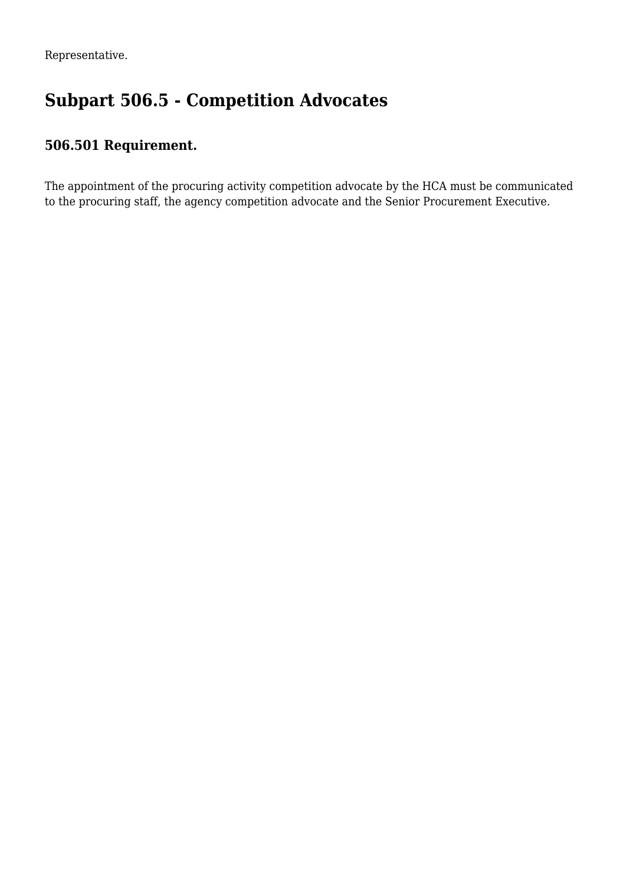Representative.

## Subpart 506.5 - Competition Advocates

### 506.501 Requirement.

The appointment of the procuring activity competition advocate by the HCA must be communicated to the procuring staff, the agency competition advocate and the Senior Procurement Executive.